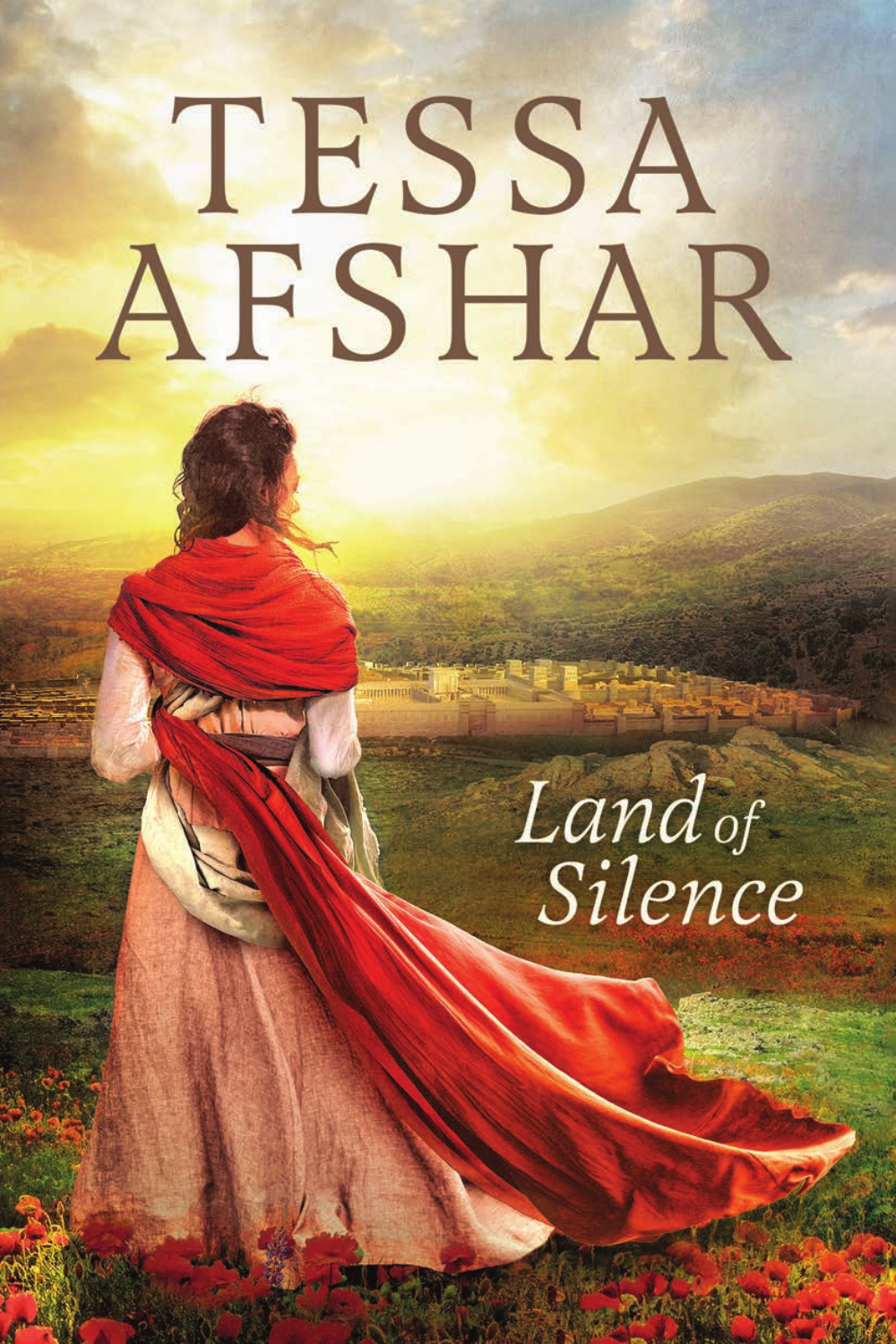# TESSA AFSHAR

## *Land of Silence*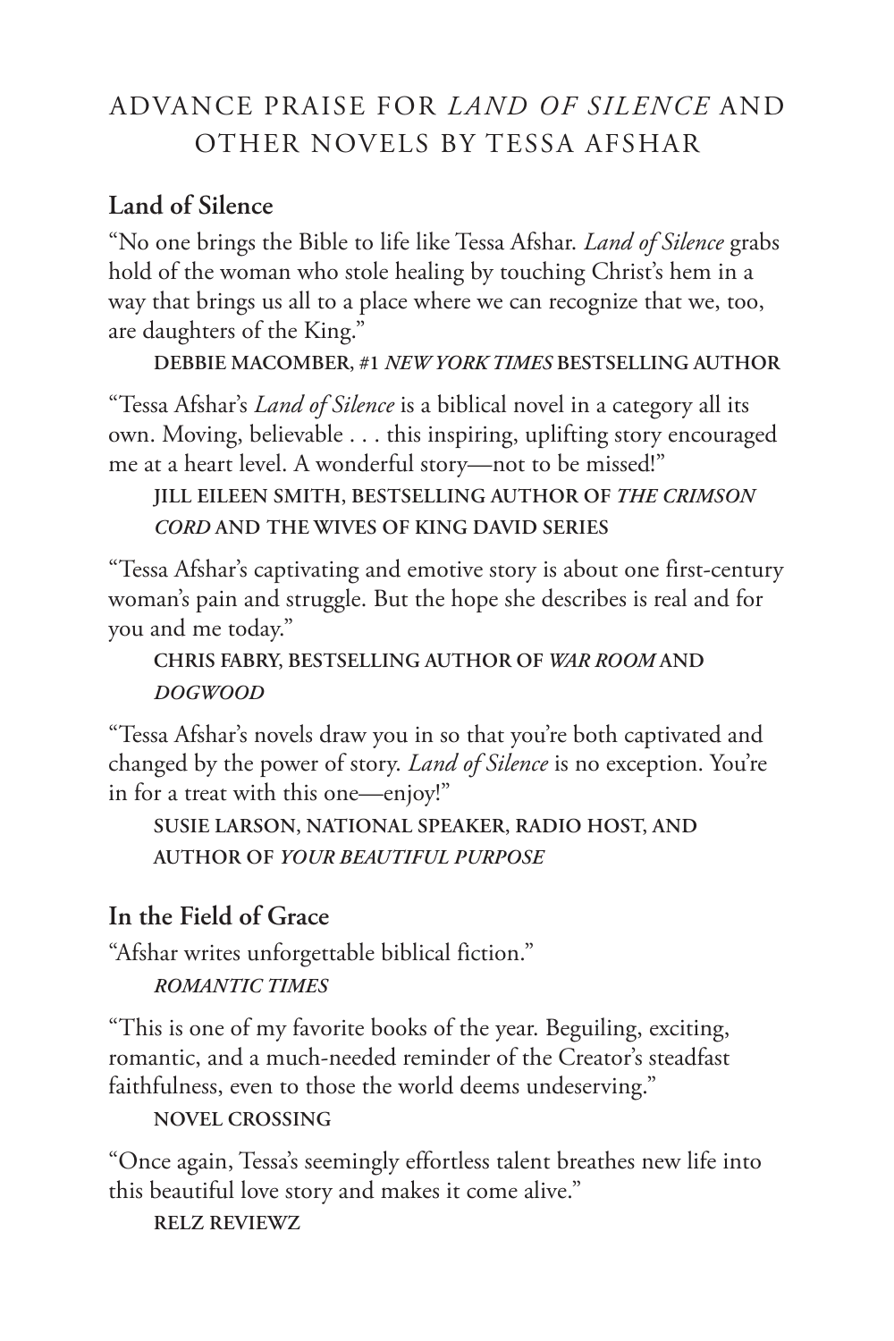# ADVANCE PRAISE FOR *LAND OF SILENCE* AND OTHER NOVELS BY TESSA AFSHAR

## Land of Silence

"No one brings the Bible to life like Tessa Afshar. *Land of Silence* grabs hold of the woman who stole healing by touching Christ's hem in a way that brings us all to a place where we can recognize that we, too, are daughters of the King."

**DEBBIE MACOMBER, #1 *NEW YORK TIMES* BESTSELLING AUTHOR**

"Tessa Afshar's *Land of Silence* is a biblical novel in a category all its own. Moving, believable . . . this inspiring, uplifting story encouraged me at a heart level. A wonderful story—not to be missed!"

**JILL EILEEN SMITH, BESTSELLING AUTHOR OF *THE CRIMSON CORD* AND THE WIVES OF KING DAVID SERIES**

"Tessa Afshar's captivating and emotive story is about one first-century woman's pain and struggle. But the hope she describes is real and for you and me today."

**CHRIS FABRY, BESTSELLING AUTHOR OF *WAR ROOM* AND *DOGWOOD***

"Tessa Afshar's novels draw you in so that you're both captivated and changed by the power of story. *Land of Silence* is no exception. You're in for a treat with this one—enjoy!"

**SUSIE LARSON, NATIONAL SPEAKER, RADIO HOST, AND AUTHOR OF *YOUR BEAUTIFUL PURPOSE***

## In the Field of Grace

"Afshar writes unforgettable biblical fiction."

***ROMANTIC TIMES***

"This is one of my favorite books of the year. Beguiling, exciting, romantic, and a much-needed reminder of the Creator's steadfast faithfulness, even to those the world deems undeserving."

**NOVEL CROSSING**

"Once again, Tessa's seemingly effortless talent breathes new life into this beautiful love story and makes it come alive."

**RELZ REVIEWZ**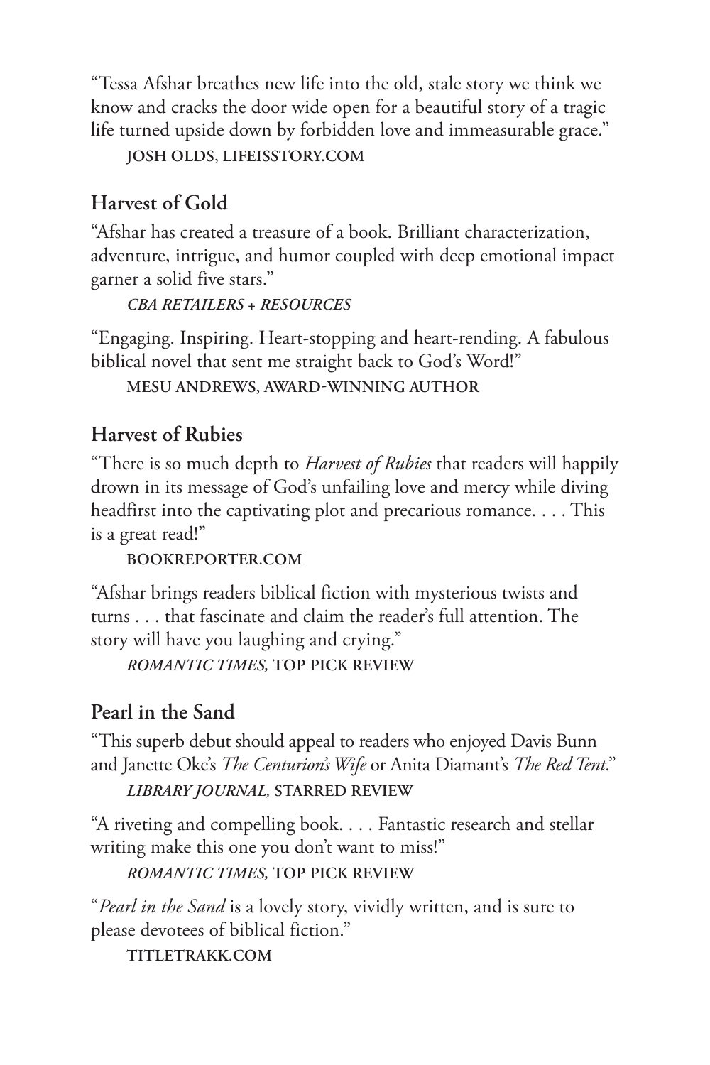"Tessa Afshar breathes new life into the old, stale story we think we know and cracks the door wide open for a beautiful story of a tragic life turned upside down by forbidden love and immeasurable grace."

**JOSH OLDS, LIFEISSTORY.COM**

## Harvest of Gold

"Afshar has created a treasure of a book. Brilliant characterization, adventure, intrigue, and humor coupled with deep emotional impact garner a solid five stars."

***CBA RETAILERS + RESOURCES***

"Engaging. Inspiring. Heart-stopping and heart-rending. A fabulous biblical novel that sent me straight back to God's Word!"

**MESU ANDREWS, AWARD-WINNING AUTHOR**

## Harvest of Rubies

"There is so much depth to *Harvest of Rubies* that readers will happily drown in its message of God's unfailing love and mercy while diving headfirst into the captivating plot and precarious romance. . . . This is a great read!"

**BOOKREPORTER.COM**

"Afshar brings readers biblical fiction with mysterious twists and turns . . . that fascinate and claim the reader's full attention. The story will have you laughing and crying."

***ROMANTIC TIMES,* TOP PICK REVIEW**

## Pearl in the Sand

"This superb debut should appeal to readers who enjoyed Davis Bunn and Janette Oke's *The Centurion's Wife* or Anita Diamant's *The Red Tent*."

***LIBRARY JOURNAL,* STARRED REVIEW**

"A riveting and compelling book. . . . Fantastic research and stellar writing make this one you don't want to miss!"

***ROMANTIC TIMES,* TOP PICK REVIEW**

"*Pearl in the Sand* is a lovely story, vividly written, and is sure to please devotees of biblical fiction."

**TITLETRAKK.COM**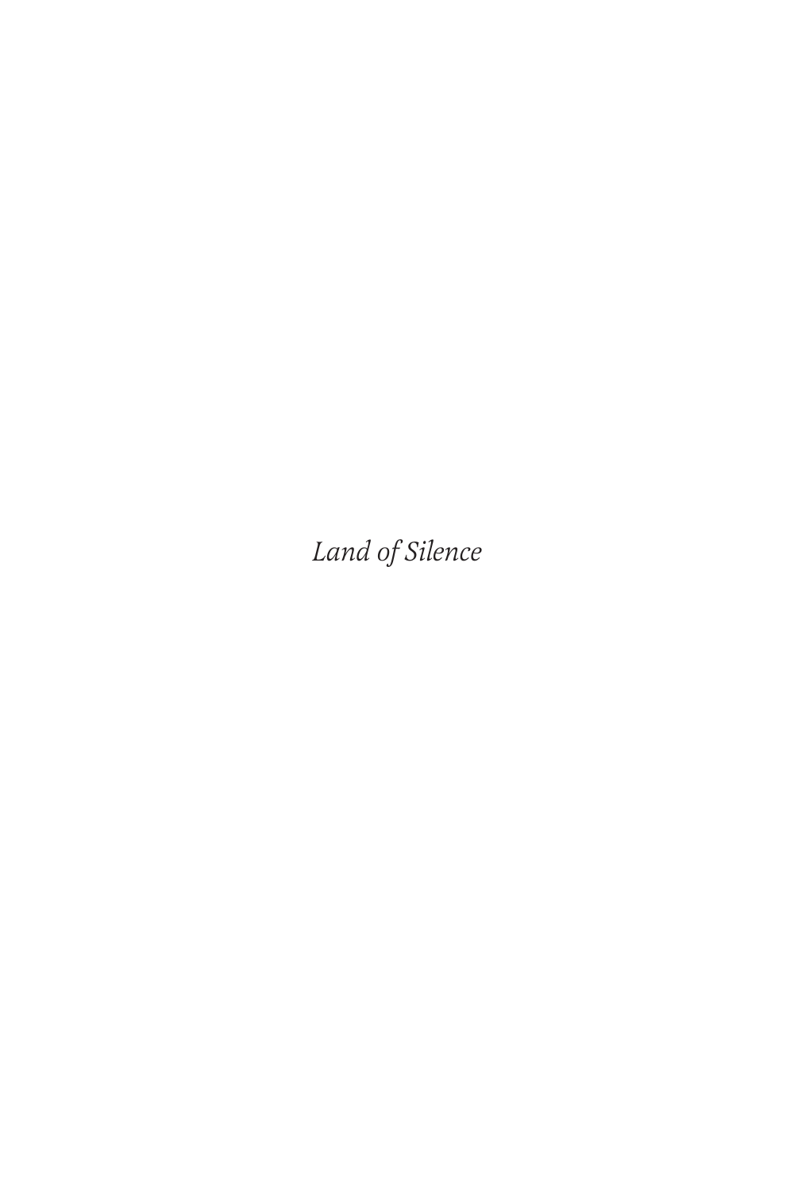*Land of Silence*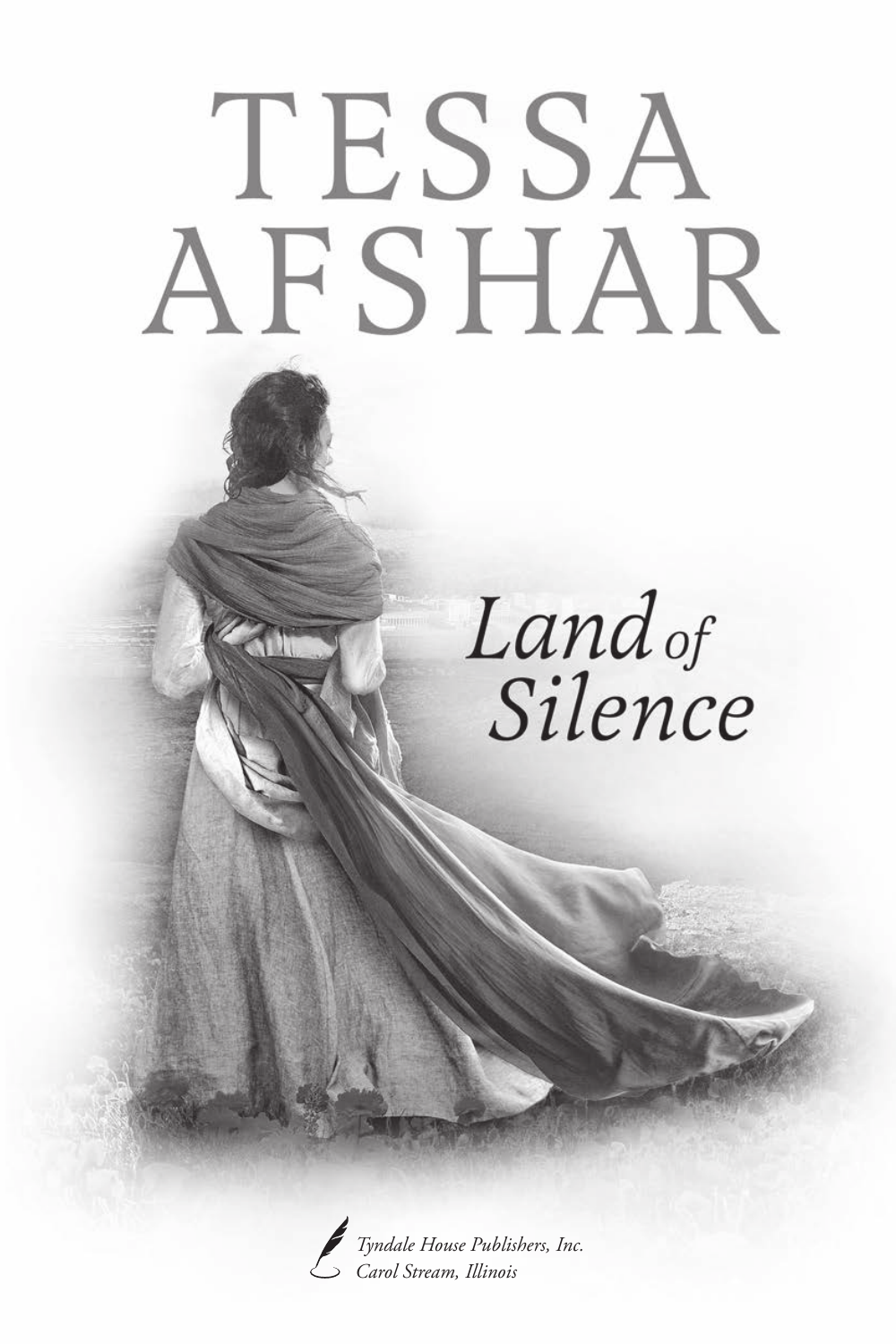# TESSA AFSHAR

## *Land of Silence*

*Tyndale House Publishers, Inc.*
*Carol Stream, Illinois*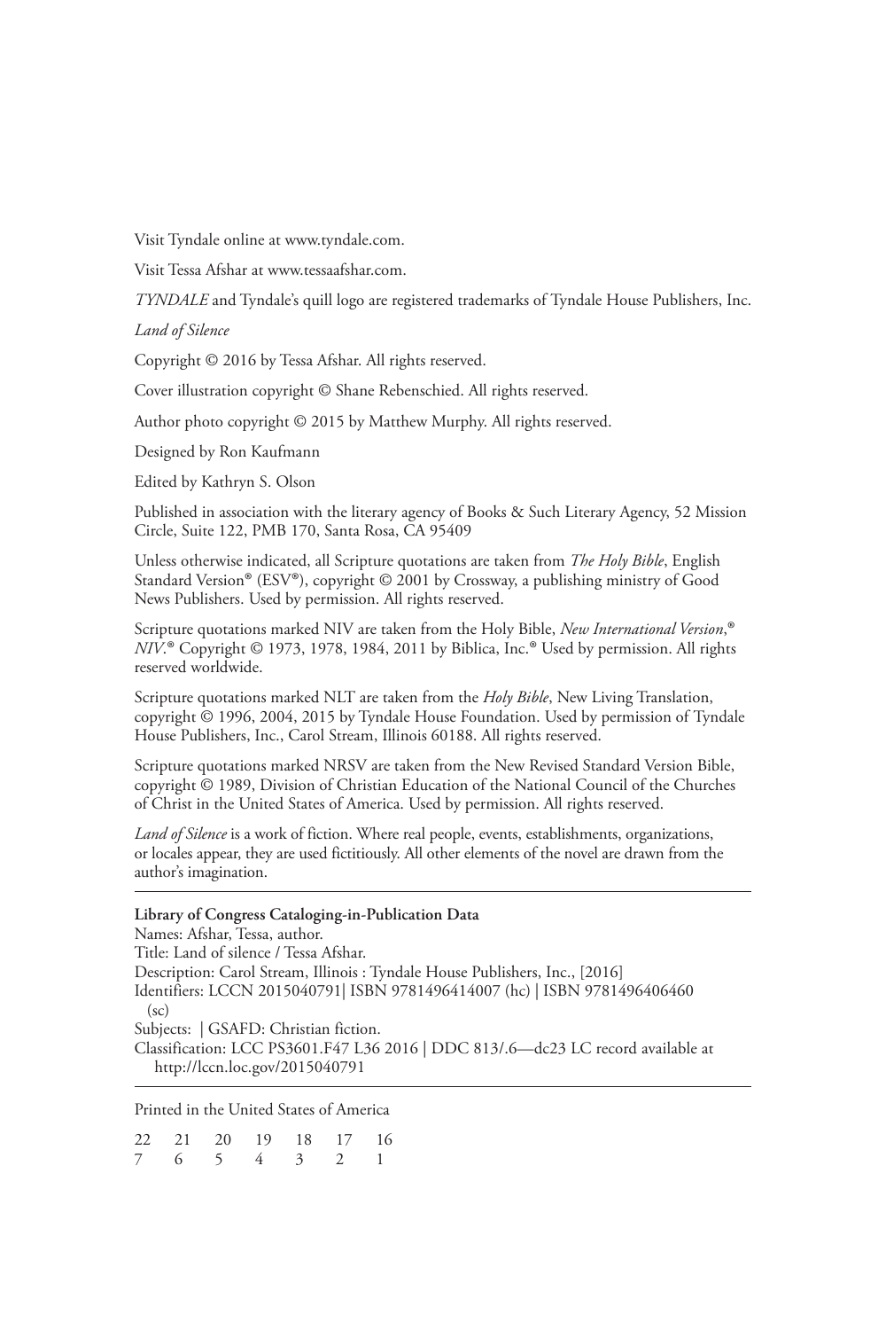Visit Tyndale online at www.tyndale.com.

Visit Tessa Afshar at www.tessaafshar.com.

*TYNDALE* and Tyndale's quill logo are registered trademarks of Tyndale House Publishers, Inc.

*Land of Silence*

Copyright © 2016 by Tessa Afshar. All rights reserved.

Cover illustration copyright © Shane Rebenschied. All rights reserved.

Author photo copyright © 2015 by Matthew Murphy. All rights reserved.

Designed by Ron Kaufmann

Edited by Kathryn S. Olson

Published in association with the literary agency of Books & Such Literary Agency, 52 Mission Circle, Suite 122, PMB 170, Santa Rosa, CA 95409

Unless otherwise indicated, all Scripture quotations are taken from *The Holy Bible*, English Standard Version® (ESV®), copyright © 2001 by Crossway, a publishing ministry of Good News Publishers. Used by permission. All rights reserved.

Scripture quotations marked NIV are taken from the Holy Bible, *New International Version*,® *NIV*.® Copyright © 1973, 1978, 1984, 2011 by Biblica, Inc.® Used by permission. All rights reserved worldwide.

Scripture quotations marked NLT are taken from the *Holy Bible*, New Living Translation, copyright © 1996, 2004, 2015 by Tyndale House Foundation. Used by permission of Tyndale House Publishers, Inc., Carol Stream, Illinois 60188. All rights reserved.

Scripture quotations marked NRSV are taken from the New Revised Standard Version Bible, copyright © 1989, Division of Christian Education of the National Council of the Churches of Christ in the United States of America. Used by permission. All rights reserved.

*Land of Silence* is a work of fiction. Where real people, events, establishments, organizations, or locales appear, they are used fictitiously. All other elements of the novel are drawn from the author's imagination.

---

**Library of Congress Cataloging-in-Publication Data**

Names: Afshar, Tessa, author.
Title: Land of silence / Tessa Afshar.
Description: Carol Stream, Illinois : Tyndale House Publishers, Inc., [2016]
Identifiers: LCCN 2015040791| ISBN 9781496414007 (hc) | ISBN 9781496406460 (sc)
Subjects: | GSAFD: Christian fiction.
Classification: LCC PS3601.F47 L36 2016 | DDC 813/.6—dc23 LC record available at http://lccn.loc.gov/2015040791

---

Printed in the United States of America

22 21 20 19 18 17 16
7 6 5 4 3 2 1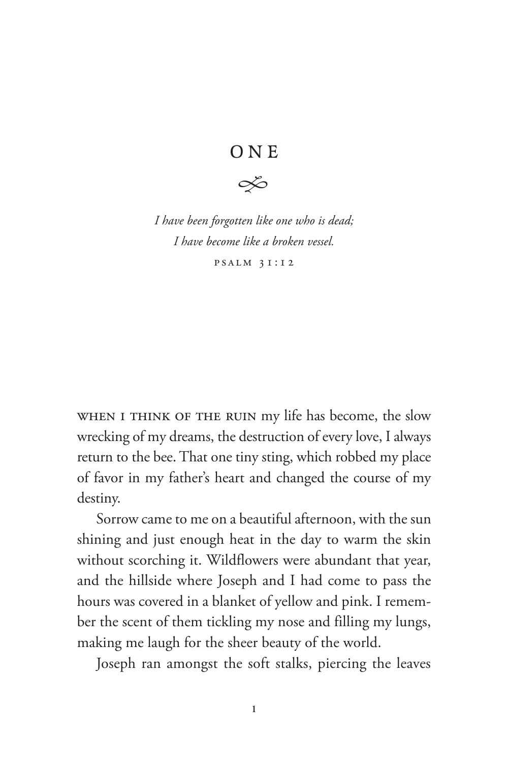# ONE

*I have been forgotten like one who is dead;*
*I have become like a broken vessel.*

PSALM 31:12

WHEN I THINK OF THE RUIN my life has become, the slow wrecking of my dreams, the destruction of every love, I always return to the bee. That one tiny sting, which robbed my place of favor in my father's heart and changed the course of my destiny.

Sorrow came to me on a beautiful afternoon, with the sun shining and just enough heat in the day to warm the skin without scorching it. Wildflowers were abundant that year, and the hillside where Joseph and I had come to pass the hours was covered in a blanket of yellow and pink. I remember the scent of them tickling my nose and filling my lungs, making me laugh for the sheer beauty of the world.

Joseph ran amongst the soft stalks, piercing the leaves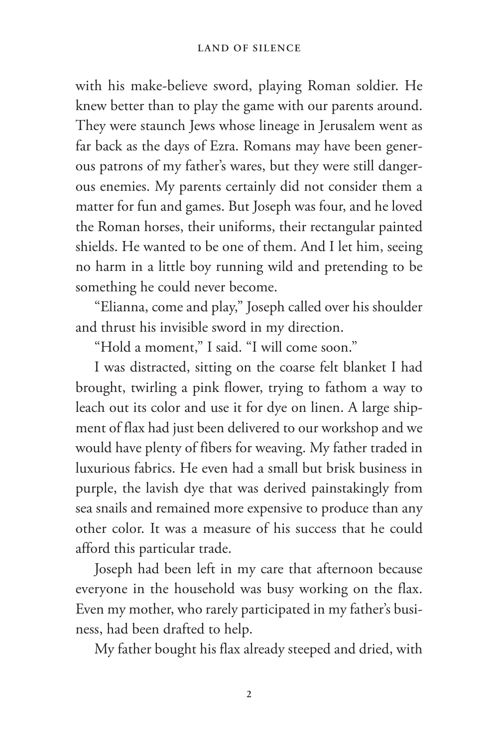with his make-believe sword, playing Roman soldier. He knew better than to play the game with our parents around. They were staunch Jews whose lineage in Jerusalem went as far back as the days of Ezra. Romans may have been generous patrons of my father's wares, but they were still dangerous enemies. My parents certainly did not consider them a matter for fun and games. But Joseph was four, and he loved the Roman horses, their uniforms, their rectangular painted shields. He wanted to be one of them. And I let him, seeing no harm in a little boy running wild and pretending to be something he could never become.

"Elianna, come and play," Joseph called over his shoulder and thrust his invisible sword in my direction.

"Hold a moment," I said. "I will come soon."

I was distracted, sitting on the coarse felt blanket I had brought, twirling a pink flower, trying to fathom a way to leach out its color and use it for dye on linen. A large shipment of flax had just been delivered to our workshop and we would have plenty of fibers for weaving. My father traded in luxurious fabrics. He even had a small but brisk business in purple, the lavish dye that was derived painstakingly from sea snails and remained more expensive to produce than any other color. It was a measure of his success that he could afford this particular trade.

Joseph had been left in my care that afternoon because everyone in the household was busy working on the flax. Even my mother, who rarely participated in my father's business, had been drafted to help.

My father bought his flax already steeped and dried, with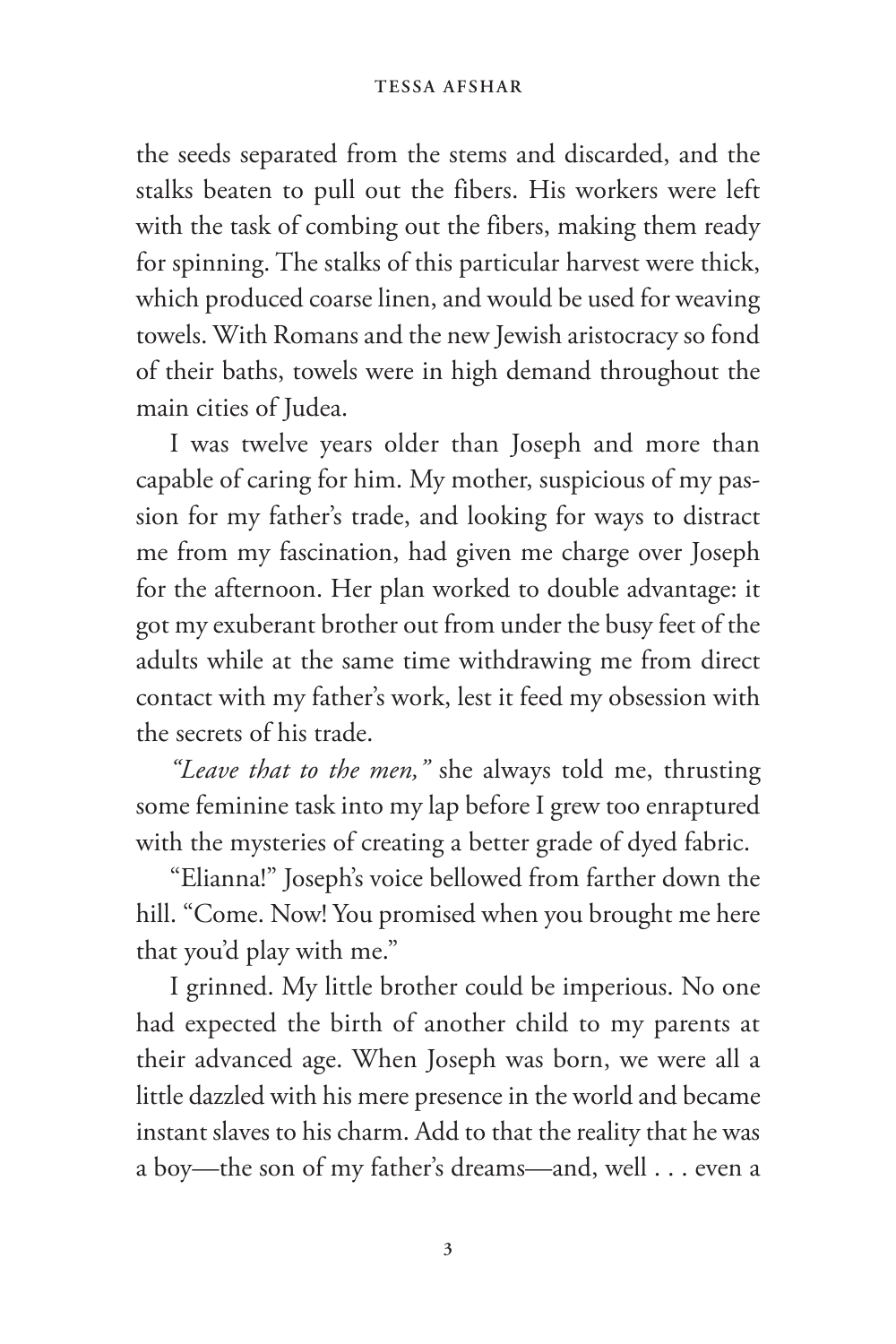the seeds separated from the stems and discarded, and the stalks beaten to pull out the fibers. His workers were left with the task of combing out the fibers, making them ready for spinning. The stalks of this particular harvest were thick, which produced coarse linen, and would be used for weaving towels. With Romans and the new Jewish aristocracy so fond of their baths, towels were in high demand throughout the main cities of Judea.

I was twelve years older than Joseph and more than capable of caring for him. My mother, suspicious of my passion for my father's trade, and looking for ways to distract me from my fascination, had given me charge over Joseph for the afternoon. Her plan worked to double advantage: it got my exuberant brother out from under the busy feet of the adults while at the same time withdrawing me from direct contact with my father's work, lest it feed my obsession with the secrets of his trade.

*"Leave that to the men,"* she always told me, thrusting some feminine task into my lap before I grew too enraptured with the mysteries of creating a better grade of dyed fabric.

"Elianna!" Joseph's voice bellowed from farther down the hill. "Come. Now! You promised when you brought me here that you'd play with me."

I grinned. My little brother could be imperious. No one had expected the birth of another child to my parents at their advanced age. When Joseph was born, we were all a little dazzled with his mere presence in the world and became instant slaves to his charm. Add to that the reality that he was a boy—the son of my father's dreams—and, well . . . even a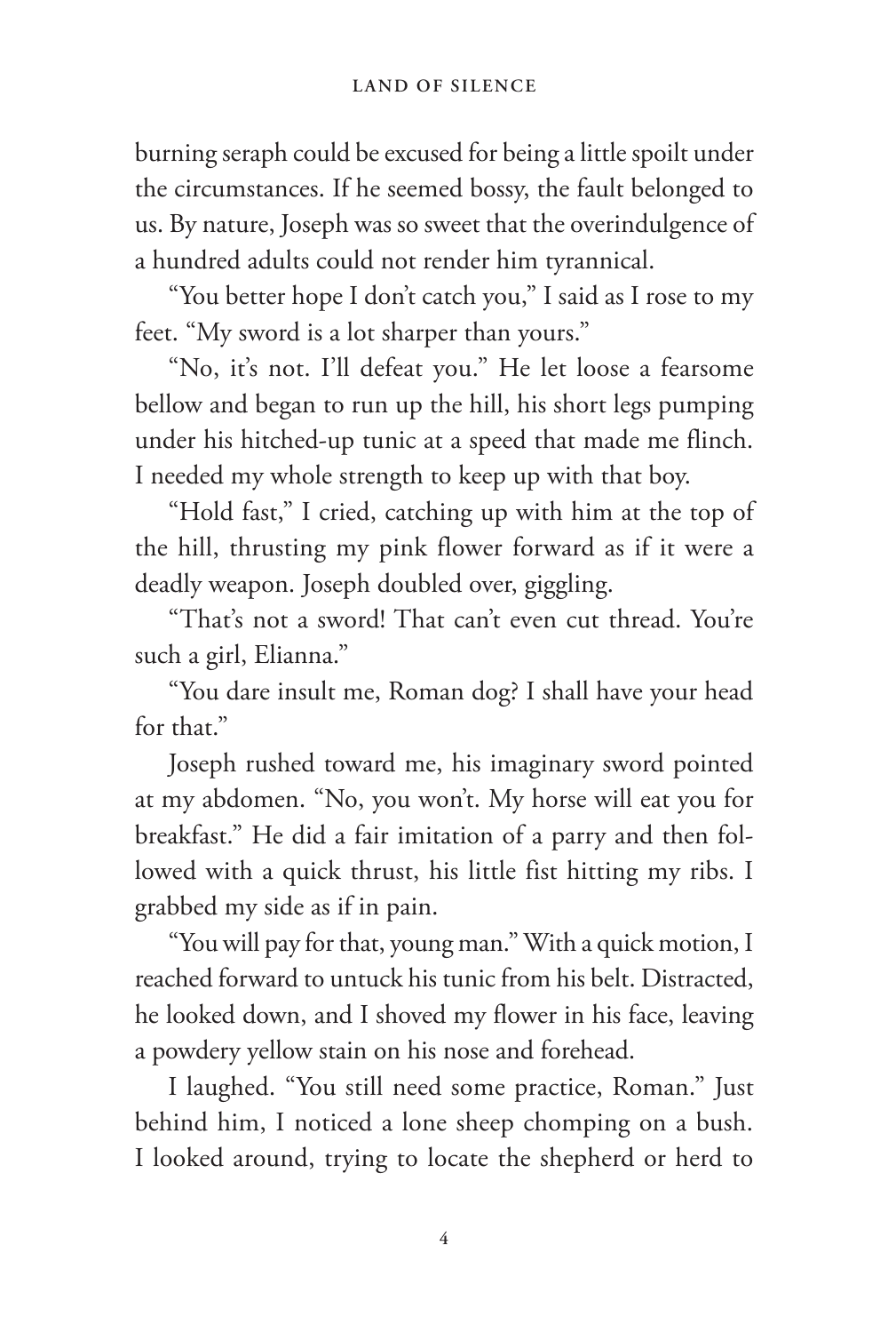burning seraph could be excused for being a little spoilt under the circumstances. If he seemed bossy, the fault belonged to us. By nature, Joseph was so sweet that the overindulgence of a hundred adults could not render him tyrannical.

"You better hope I don't catch you," I said as I rose to my feet. "My sword is a lot sharper than yours."

"No, it's not. I'll defeat you." He let loose a fearsome bellow and began to run up the hill, his short legs pumping under his hitched-up tunic at a speed that made me flinch. I needed my whole strength to keep up with that boy.

"Hold fast," I cried, catching up with him at the top of the hill, thrusting my pink flower forward as if it were a deadly weapon. Joseph doubled over, giggling.

"That's not a sword! That can't even cut thread. You're such a girl, Elianna."

"You dare insult me, Roman dog? I shall have your head for that."

Joseph rushed toward me, his imaginary sword pointed at my abdomen. "No, you won't. My horse will eat you for breakfast." He did a fair imitation of a parry and then followed with a quick thrust, his little fist hitting my ribs. I grabbed my side as if in pain.

"You will pay for that, young man." With a quick motion, I reached forward to untuck his tunic from his belt. Distracted, he looked down, and I shoved my flower in his face, leaving a powdery yellow stain on his nose and forehead.

I laughed. "You still need some practice, Roman." Just behind him, I noticed a lone sheep chomping on a bush. I looked around, trying to locate the shepherd or herd to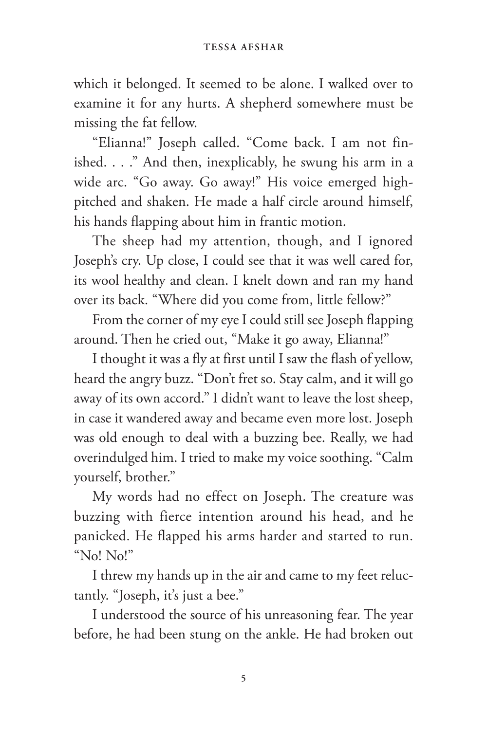which it belonged. It seemed to be alone. I walked over to examine it for any hurts. A shepherd somewhere must be missing the fat fellow.

"Elianna!" Joseph called. "Come back. I am not finished. . . ." And then, inexplicably, he swung his arm in a wide arc. "Go away. Go away!" His voice emerged high-pitched and shaken. He made a half circle around himself, his hands flapping about him in frantic motion.

The sheep had my attention, though, and I ignored Joseph's cry. Up close, I could see that it was well cared for, its wool healthy and clean. I knelt down and ran my hand over its back. "Where did you come from, little fellow?"

From the corner of my eye I could still see Joseph flapping around. Then he cried out, "Make it go away, Elianna!"

I thought it was a fly at first until I saw the flash of yellow, heard the angry buzz. "Don't fret so. Stay calm, and it will go away of its own accord." I didn't want to leave the lost sheep, in case it wandered away and became even more lost. Joseph was old enough to deal with a buzzing bee. Really, we had overindulged him. I tried to make my voice soothing. "Calm yourself, brother."

My words had no effect on Joseph. The creature was buzzing with fierce intention around his head, and he panicked. He flapped his arms harder and started to run. "No! No!"

I threw my hands up in the air and came to my feet reluctantly. "Joseph, it's just a bee."

I understood the source of his unreasoning fear. The year before, he had been stung on the ankle. He had broken out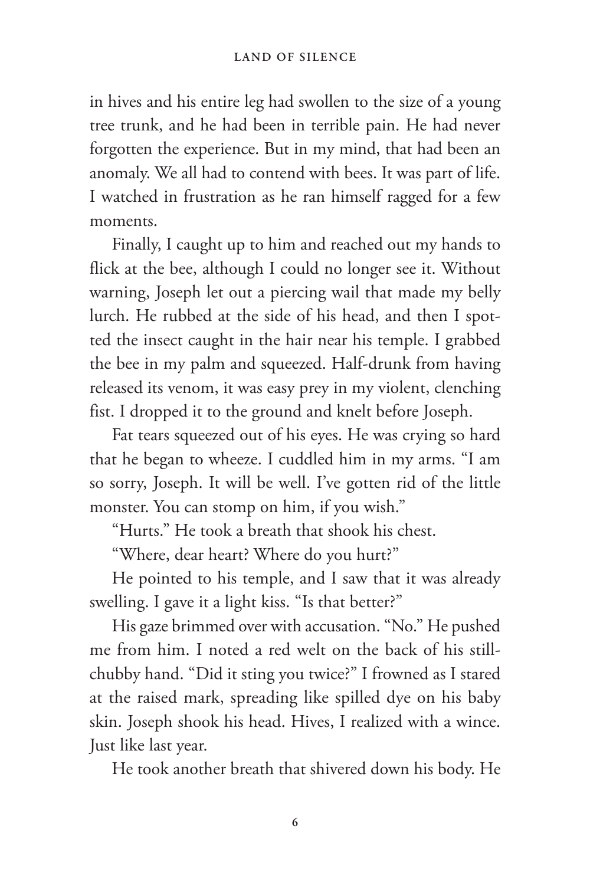in hives and his entire leg had swollen to the size of a young tree trunk, and he had been in terrible pain. He had never forgotten the experience. But in my mind, that had been an anomaly. We all had to contend with bees. It was part of life. I watched in frustration as he ran himself ragged for a few moments.

Finally, I caught up to him and reached out my hands to flick at the bee, although I could no longer see it. Without warning, Joseph let out a piercing wail that made my belly lurch. He rubbed at the side of his head, and then I spotted the insect caught in the hair near his temple. I grabbed the bee in my palm and squeezed. Half-drunk from having released its venom, it was easy prey in my violent, clenching fist. I dropped it to the ground and knelt before Joseph.

Fat tears squeezed out of his eyes. He was crying so hard that he began to wheeze. I cuddled him in my arms. "I am so sorry, Joseph. It will be well. I've gotten rid of the little monster. You can stomp on him, if you wish."

"Hurts." He took a breath that shook his chest.

"Where, dear heart? Where do you hurt?"

He pointed to his temple, and I saw that it was already swelling. I gave it a light kiss. "Is that better?"

His gaze brimmed over with accusation. "No." He pushed me from him. I noted a red welt on the back of his still-chubby hand. "Did it sting you twice?" I frowned as I stared at the raised mark, spreading like spilled dye on his baby skin. Joseph shook his head. Hives, I realized with a wince. Just like last year.

He took another breath that shivered down his body. He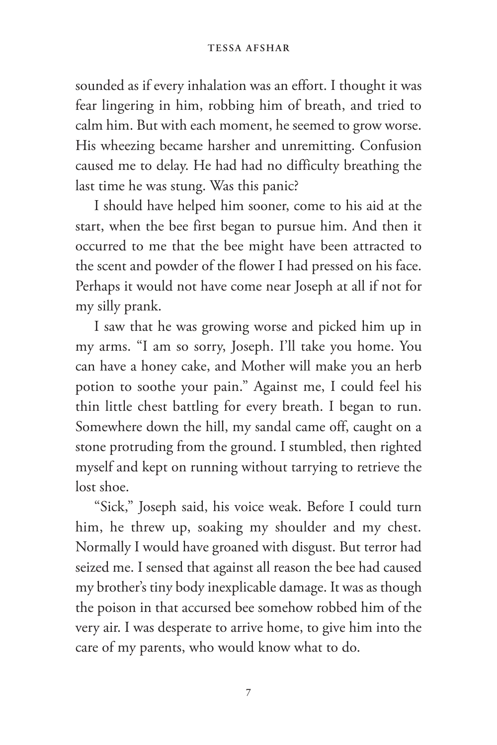sounded as if every inhalation was an effort. I thought it was fear lingering in him, robbing him of breath, and tried to calm him. But with each moment, he seemed to grow worse. His wheezing became harsher and unremitting. Confusion caused me to delay. He had had no difficulty breathing the last time he was stung. Was this panic?

I should have helped him sooner, come to his aid at the start, when the bee first began to pursue him. And then it occurred to me that the bee might have been attracted to the scent and powder of the flower I had pressed on his face. Perhaps it would not have come near Joseph at all if not for my silly prank.

I saw that he was growing worse and picked him up in my arms. "I am so sorry, Joseph. I'll take you home. You can have a honey cake, and Mother will make you an herb potion to soothe your pain." Against me, I could feel his thin little chest battling for every breath. I began to run. Somewhere down the hill, my sandal came off, caught on a stone protruding from the ground. I stumbled, then righted myself and kept on running without tarrying to retrieve the lost shoe.

"Sick," Joseph said, his voice weak. Before I could turn him, he threw up, soaking my shoulder and my chest. Normally I would have groaned with disgust. But terror had seized me. I sensed that against all reason the bee had caused my brother's tiny body inexplicable damage. It was as though the poison in that accursed bee somehow robbed him of the very air. I was desperate to arrive home, to give him into the care of my parents, who would know what to do.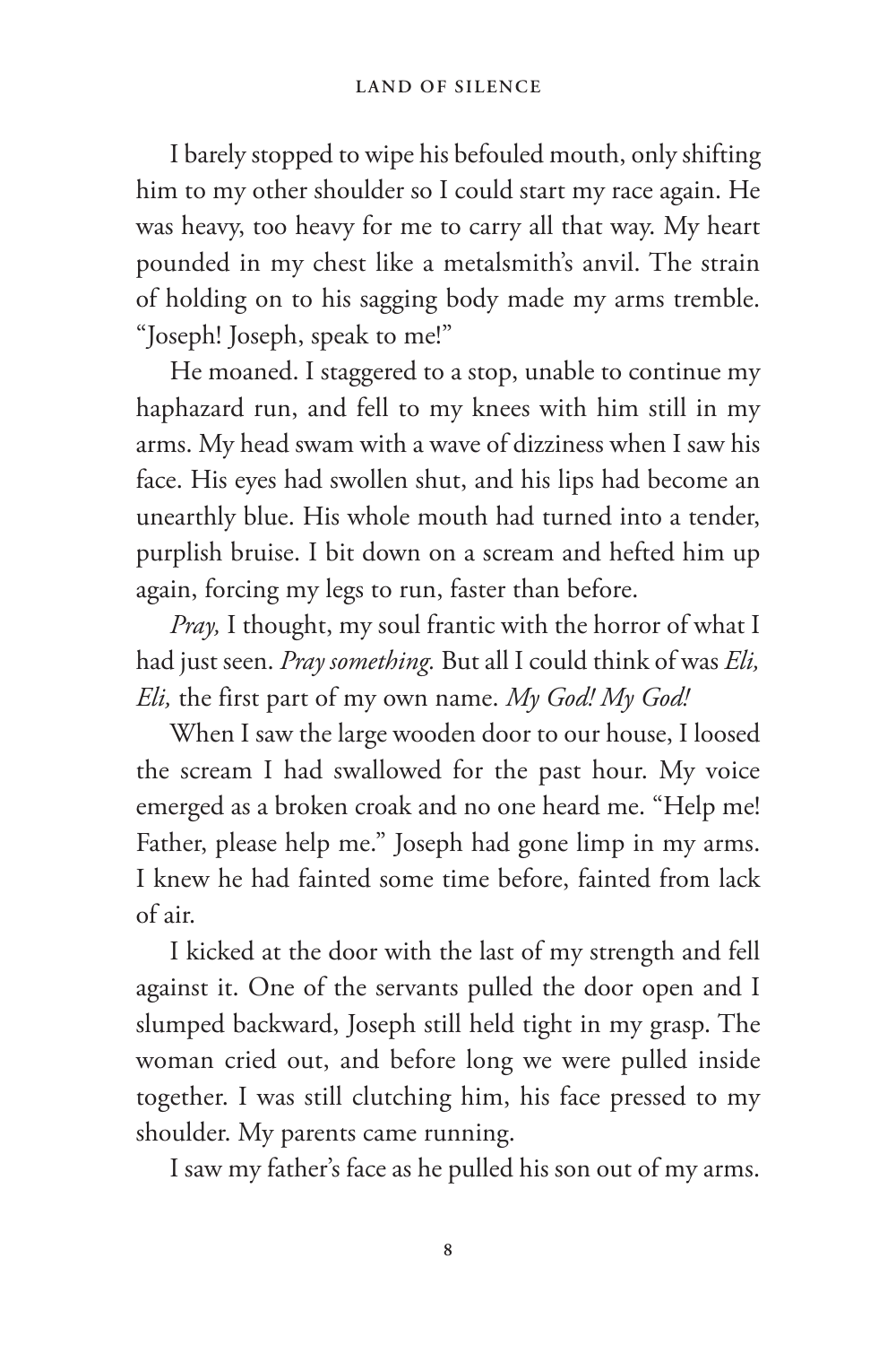I barely stopped to wipe his befouled mouth, only shifting him to my other shoulder so I could start my race again. He was heavy, too heavy for me to carry all that way. My heart pounded in my chest like a metalsmith's anvil. The strain of holding on to his sagging body made my arms tremble. "Joseph! Joseph, speak to me!"

He moaned. I staggered to a stop, unable to continue my haphazard run, and fell to my knees with him still in my arms. My head swam with a wave of dizziness when I saw his face. His eyes had swollen shut, and his lips had become an unearthly blue. His whole mouth had turned into a tender, purplish bruise. I bit down on a scream and hefted him up again, forcing my legs to run, faster than before.

*Pray,* I thought, my soul frantic with the horror of what I had just seen. *Pray something.* But all I could think of was *Eli, Eli,* the first part of my own name. *My God! My God!*

When I saw the large wooden door to our house, I loosed the scream I had swallowed for the past hour. My voice emerged as a broken croak and no one heard me. "Help me! Father, please help me." Joseph had gone limp in my arms. I knew he had fainted some time before, fainted from lack of air.

I kicked at the door with the last of my strength and fell against it. One of the servants pulled the door open and I slumped backward, Joseph still held tight in my grasp. The woman cried out, and before long we were pulled inside together. I was still clutching him, his face pressed to my shoulder. My parents came running.

I saw my father's face as he pulled his son out of my arms.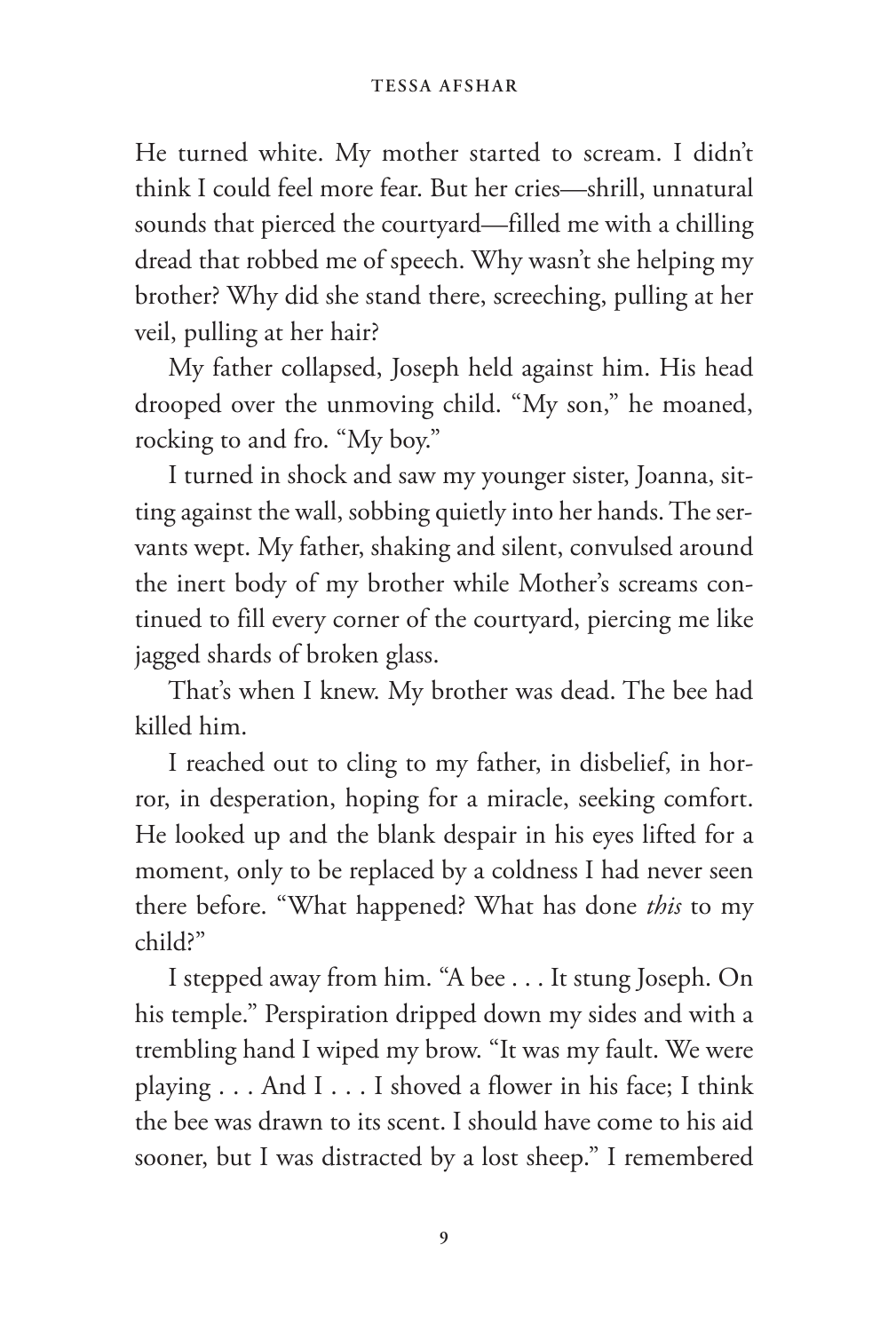He turned white. My mother started to scream. I didn't think I could feel more fear. But her cries—shrill, unnatural sounds that pierced the courtyard—filled me with a chilling dread that robbed me of speech. Why wasn't she helping my brother? Why did she stand there, screeching, pulling at her veil, pulling at her hair?

My father collapsed, Joseph held against him. His head drooped over the unmoving child. "My son," he moaned, rocking to and fro. "My boy."

I turned in shock and saw my younger sister, Joanna, sitting against the wall, sobbing quietly into her hands. The servants wept. My father, shaking and silent, convulsed around the inert body of my brother while Mother's screams continued to fill every corner of the courtyard, piercing me like jagged shards of broken glass.

That's when I knew. My brother was dead. The bee had killed him.

I reached out to cling to my father, in disbelief, in horror, in desperation, hoping for a miracle, seeking comfort. He looked up and the blank despair in his eyes lifted for a moment, only to be replaced by a coldness I had never seen there before. "What happened? What has done *this* to my child?"

I stepped away from him. "A bee . . . It stung Joseph. On his temple." Perspiration dripped down my sides and with a trembling hand I wiped my brow. "It was my fault. We were playing . . . And I . . . I shoved a flower in his face; I think the bee was drawn to its scent. I should have come to his aid sooner, but I was distracted by a lost sheep." I remembered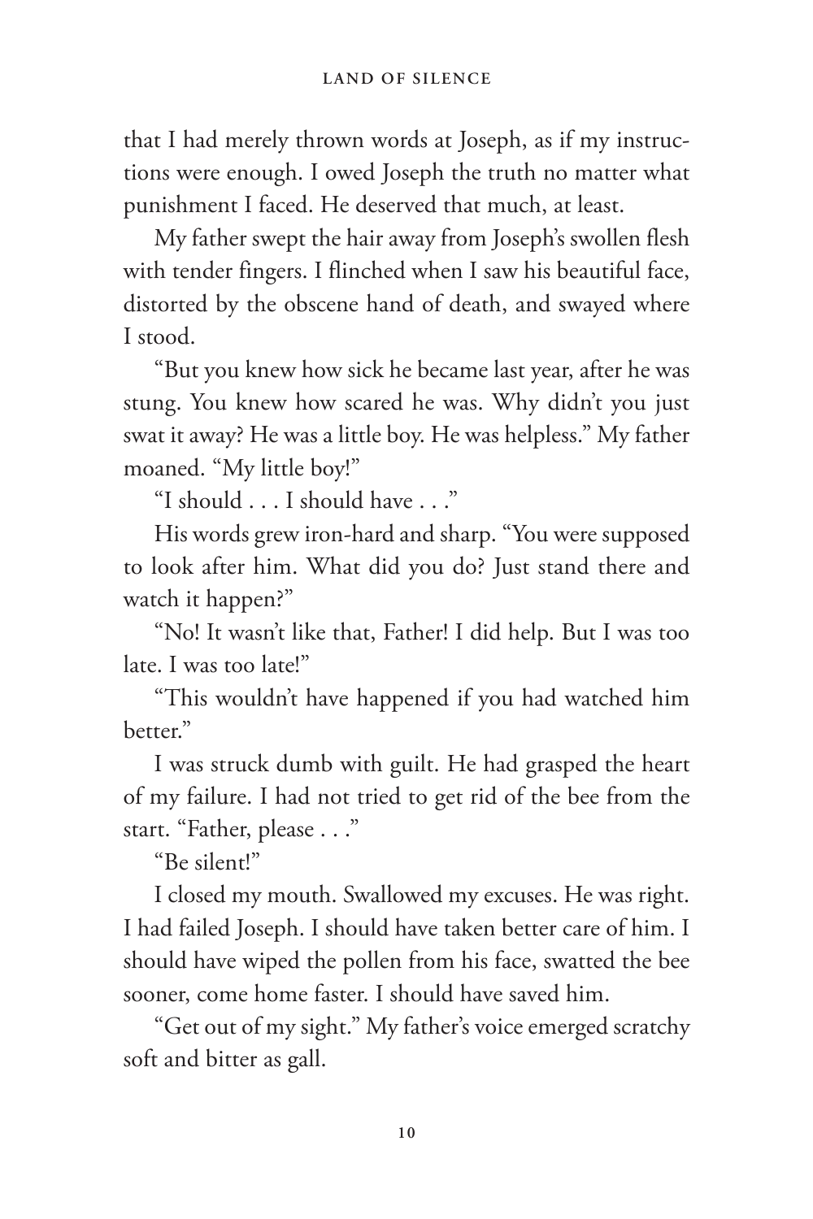that I had merely thrown words at Joseph, as if my instructions were enough. I owed Joseph the truth no matter what punishment I faced. He deserved that much, at least.

My father swept the hair away from Joseph's swollen flesh with tender fingers. I flinched when I saw his beautiful face, distorted by the obscene hand of death, and swayed where I stood.

"But you knew how sick he became last year, after he was stung. You knew how scared he was. Why didn't you just swat it away? He was a little boy. He was helpless." My father moaned. "My little boy!"

"I should . . . I should have . . ."

His words grew iron-hard and sharp. "You were supposed to look after him. What did you do? Just stand there and watch it happen?"

"No! It wasn't like that, Father! I did help. But I was too late. I was too late!"

"This wouldn't have happened if you had watched him better."

I was struck dumb with guilt. He had grasped the heart of my failure. I had not tried to get rid of the bee from the start. "Father, please . . ."

"Be silent!"

I closed my mouth. Swallowed my excuses. He was right. I had failed Joseph. I should have taken better care of him. I should have wiped the pollen from his face, swatted the bee sooner, come home faster. I should have saved him.

"Get out of my sight." My father's voice emerged scratchy soft and bitter as gall.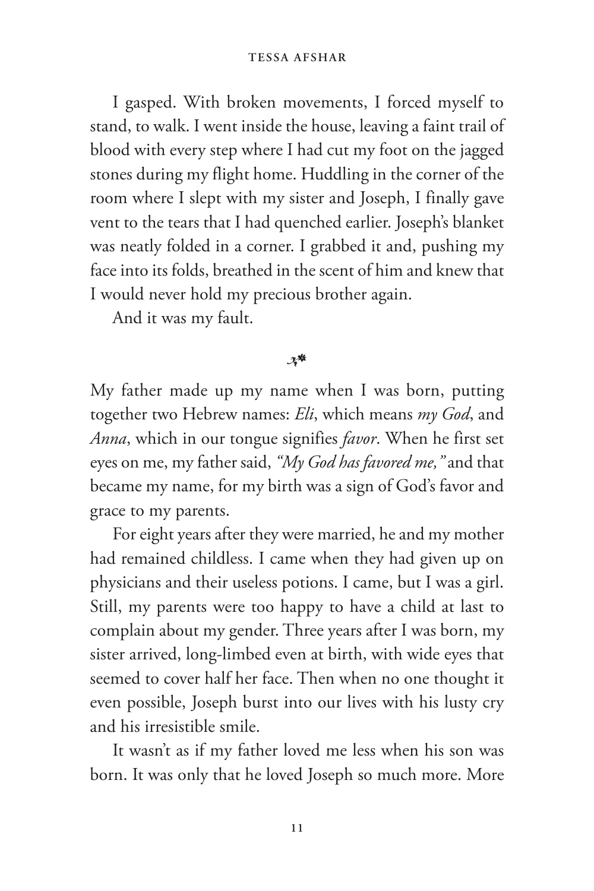I gasped. With broken movements, I forced myself to stand, to walk. I went inside the house, leaving a faint trail of blood with every step where I had cut my foot on the jagged stones during my flight home. Huddling in the corner of the room where I slept with my sister and Joseph, I finally gave vent to the tears that I had quenched earlier. Joseph's blanket was neatly folded in a corner. I grabbed it and, pushing my face into its folds, breathed in the scent of him and knew that I would never hold my precious brother again.

And it was my fault.

My father made up my name when I was born, putting together two Hebrew names: *Eli*, which means *my God*, and *Anna*, which in our tongue signifies *favor*. When he first set eyes on me, my father said, *"My God has favored me,"* and that became my name, for my birth was a sign of God's favor and grace to my parents.

For eight years after they were married, he and my mother had remained childless. I came when they had given up on physicians and their useless potions. I came, but I was a girl. Still, my parents were too happy to have a child at last to complain about my gender. Three years after I was born, my sister arrived, long-limbed even at birth, with wide eyes that seemed to cover half her face. Then when no one thought it even possible, Joseph burst into our lives with his lusty cry and his irresistible smile.

It wasn't as if my father loved me less when his son was born. It was only that he loved Joseph so much more. More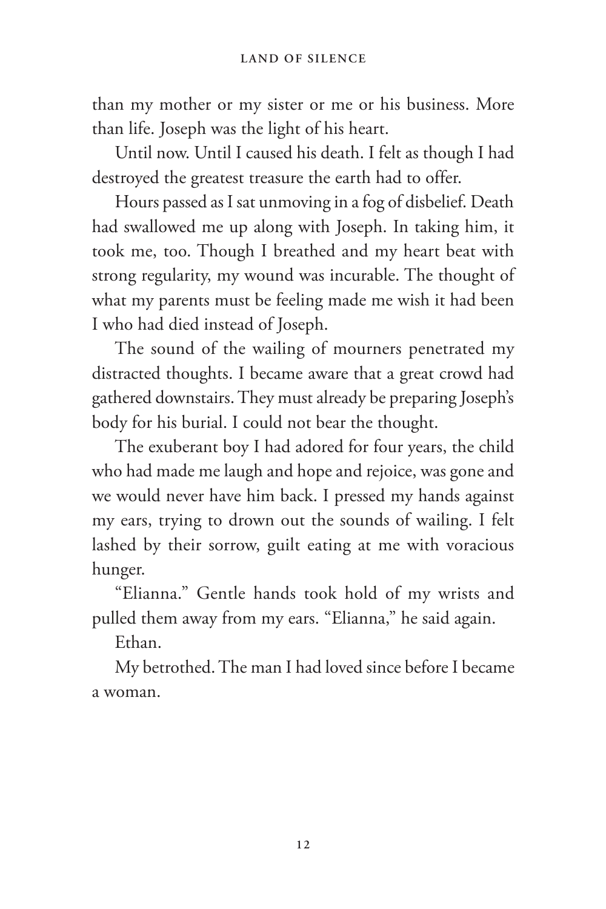than my mother or my sister or me or his business. More than life. Joseph was the light of his heart.

Until now. Until I caused his death. I felt as though I had destroyed the greatest treasure the earth had to offer.

Hours passed as I sat unmoving in a fog of disbelief. Death had swallowed me up along with Joseph. In taking him, it took me, too. Though I breathed and my heart beat with strong regularity, my wound was incurable. The thought of what my parents must be feeling made me wish it had been I who had died instead of Joseph.

The sound of the wailing of mourners penetrated my distracted thoughts. I became aware that a great crowd had gathered downstairs. They must already be preparing Joseph's body for his burial. I could not bear the thought.

The exuberant boy I had adored for four years, the child who had made me laugh and hope and rejoice, was gone and we would never have him back. I pressed my hands against my ears, trying to drown out the sounds of wailing. I felt lashed by their sorrow, guilt eating at me with voracious hunger.

"Elianna." Gentle hands took hold of my wrists and pulled them away from my ears. "Elianna," he said again.

Ethan.

My betrothed. The man I had loved since before I became a woman.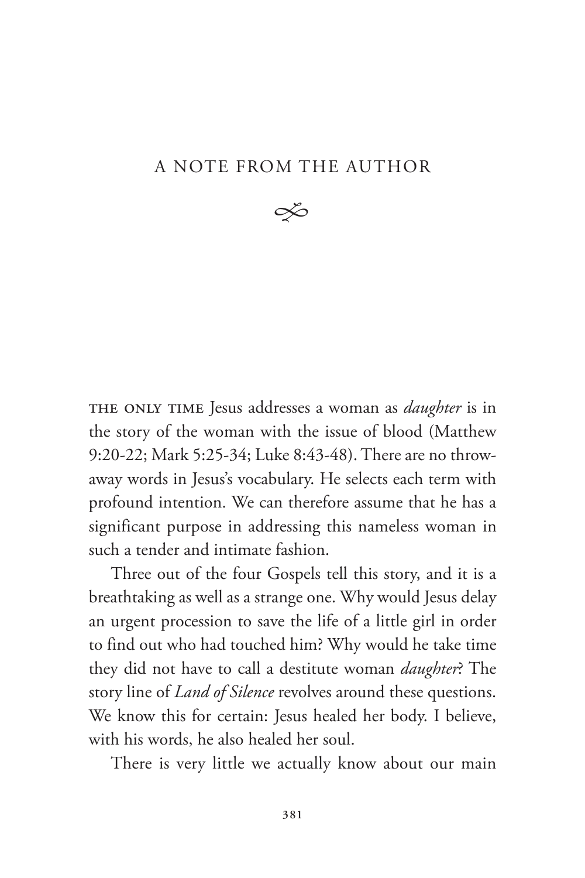# A NOTE FROM THE AUTHOR

THE ONLY TIME Jesus addresses a woman as *daughter* is in the story of the woman with the issue of blood (Matthew 9:20-22; Mark 5:25-34; Luke 8:43-48). There are no throwaway words in Jesus's vocabulary. He selects each term with profound intention. We can therefore assume that he has a significant purpose in addressing this nameless woman in such a tender and intimate fashion.

Three out of the four Gospels tell this story, and it is a breathtaking as well as a strange one. Why would Jesus delay an urgent procession to save the life of a little girl in order to find out who had touched him? Why would he take time they did not have to call a destitute woman *daughter*? The story line of *Land of Silence* revolves around these questions. We know this for certain: Jesus healed her body. I believe, with his words, he also healed her soul.

There is very little we actually know about our main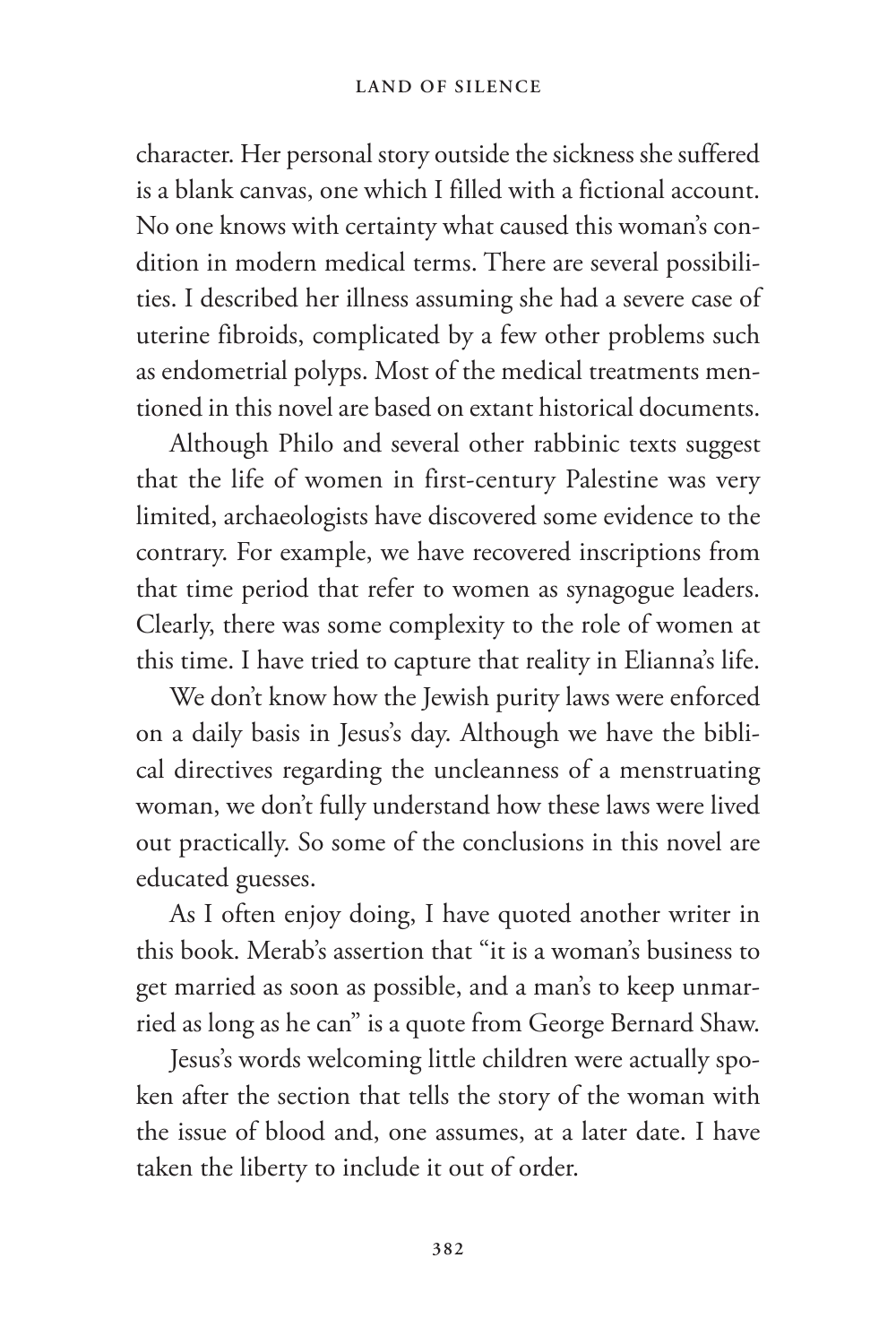character. Her personal story outside the sickness she suffered is a blank canvas, one which I filled with a fictional account. No one knows with certainty what caused this woman's condition in modern medical terms. There are several possibilities. I described her illness assuming she had a severe case of uterine fibroids, complicated by a few other problems such as endometrial polyps. Most of the medical treatments mentioned in this novel are based on extant historical documents.

Although Philo and several other rabbinic texts suggest that the life of women in first-century Palestine was very limited, archaeologists have discovered some evidence to the contrary. For example, we have recovered inscriptions from that time period that refer to women as synagogue leaders. Clearly, there was some complexity to the role of women at this time. I have tried to capture that reality in Elianna's life.

We don't know how the Jewish purity laws were enforced on a daily basis in Jesus's day. Although we have the biblical directives regarding the uncleanness of a menstruating woman, we don't fully understand how these laws were lived out practically. So some of the conclusions in this novel are educated guesses.

As I often enjoy doing, I have quoted another writer in this book. Merab's assertion that "it is a woman's business to get married as soon as possible, and a man's to keep unmarried as long as he can" is a quote from George Bernard Shaw.

Jesus's words welcoming little children were actually spoken after the section that tells the story of the woman with the issue of blood and, one assumes, at a later date. I have taken the liberty to include it out of order.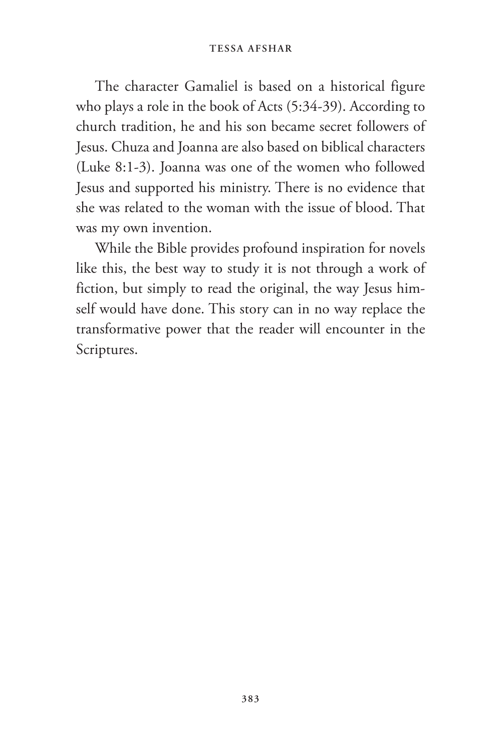The character Gamaliel is based on a historical figure who plays a role in the book of Acts (5:34-39). According to church tradition, he and his son became secret followers of Jesus. Chuza and Joanna are also based on biblical characters (Luke 8:1-3). Joanna was one of the women who followed Jesus and supported his ministry. There is no evidence that she was related to the woman with the issue of blood. That was my own invention.

While the Bible provides profound inspiration for novels like this, the best way to study it is not through a work of fiction, but simply to read the original, the way Jesus himself would have done. This story can in no way replace the transformative power that the reader will encounter in the Scriptures.